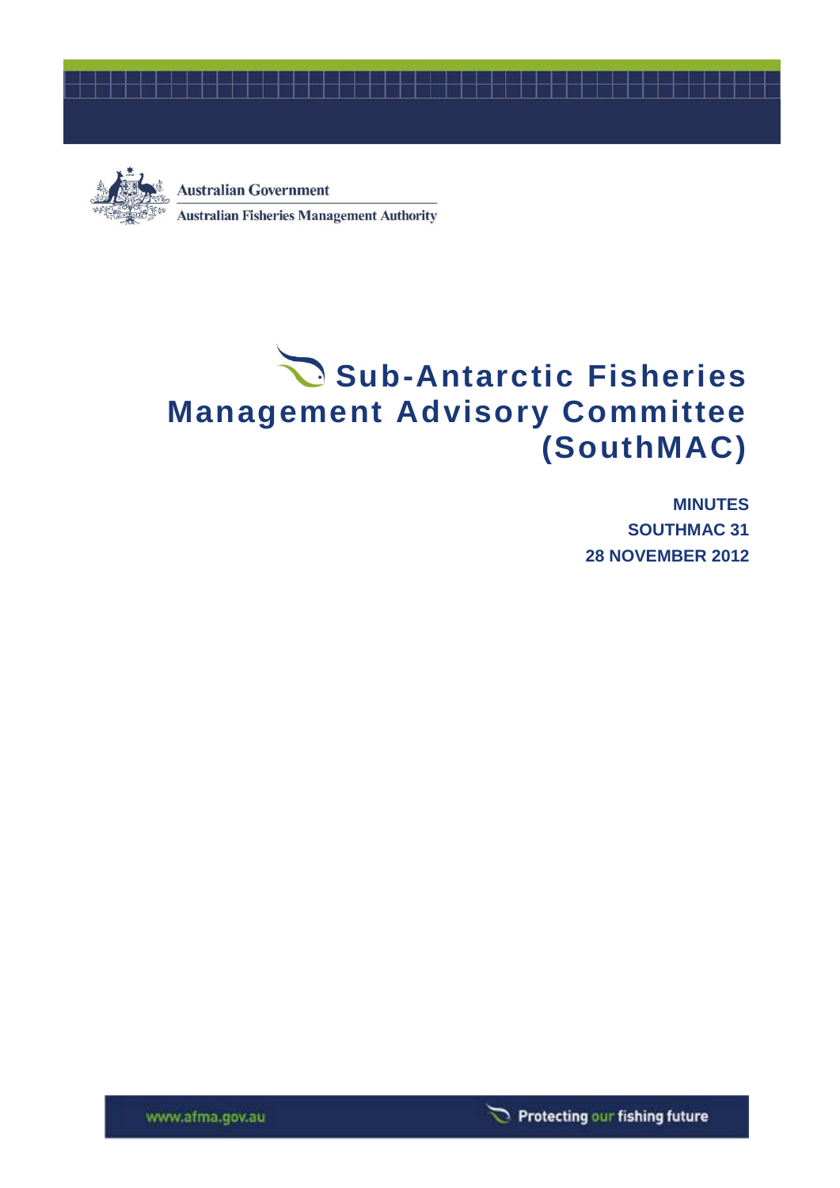Australian Government

Australian Fisheries Management Authority

# Sub-Antarctic Fisheries Management Advisory Committee (SouthMAC)

**MINUTES**

**SOUTHMAC 31**

**28 NOVEMBER 2012**

www.afma.gov.au

Protecting our fishing future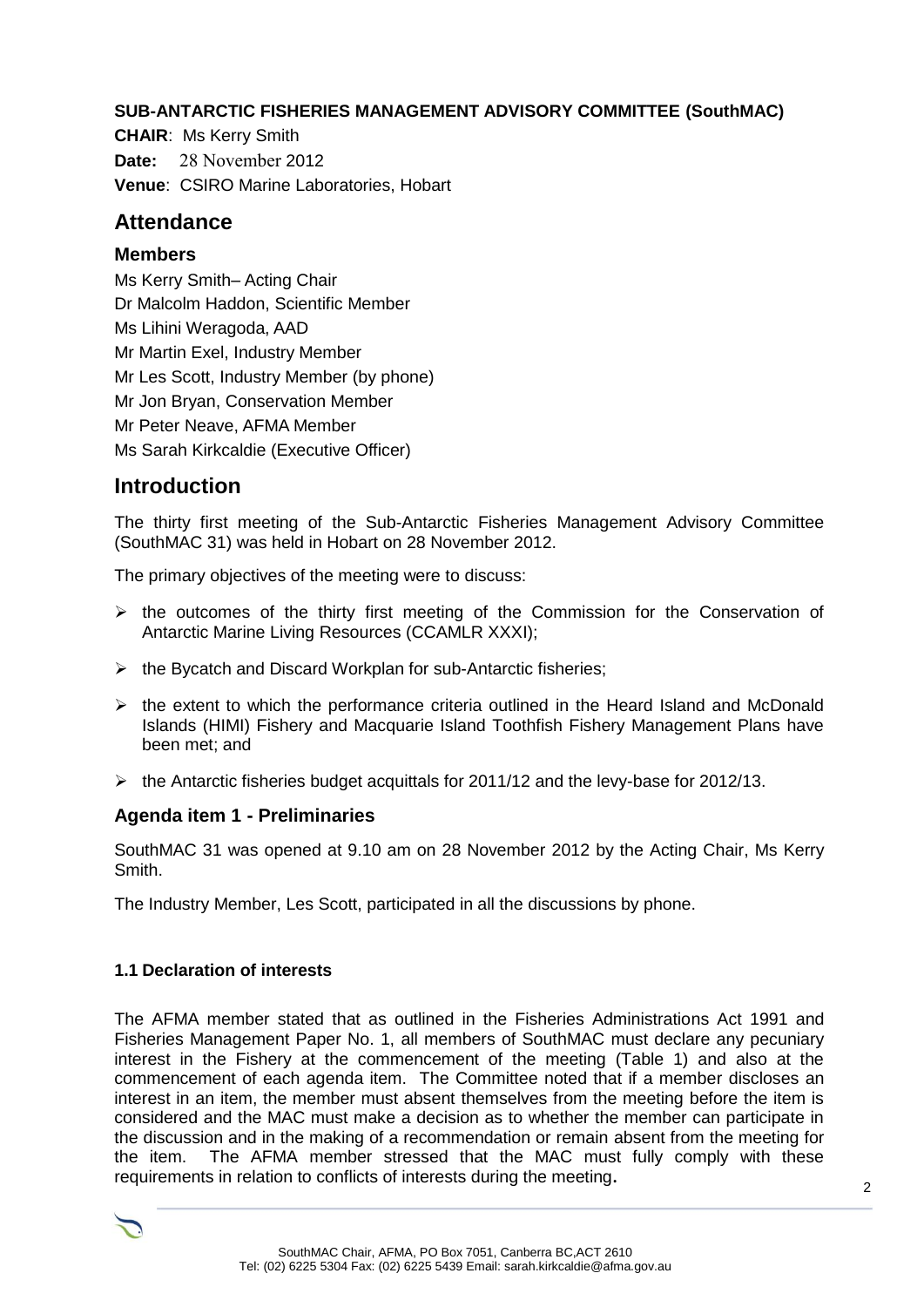**SUB-ANTARCTIC FISHERIES MANAGEMENT ADVISORY COMMITTEE (SouthMAC)**

**CHAIR**: Ms Kerry Smith

**Date:** 28 November 2012

**Venue**: CSIRO Marine Laboratories, Hobart

# Attendance

## Members

Ms Kerry Smith– Acting Chair
Dr Malcolm Haddon, Scientific Member
Ms Lihini Weragoda, AAD
Mr Martin Exel, Industry Member
Mr Les Scott, Industry Member (by phone)
Mr Jon Bryan, Conservation Member
Mr Peter Neave, AFMA Member
Ms Sarah Kirkcaldie (Executive Officer)

# Introduction

The thirty first meeting of the Sub-Antarctic Fisheries Management Advisory Committee (SouthMAC 31) was held in Hobart on 28 November 2012.

The primary objectives of the meeting were to discuss:

- the outcomes of the thirty first meeting of the Commission for the Conservation of Antarctic Marine Living Resources (CCAMLR XXXI);
- the Bycatch and Discard Workplan for sub-Antarctic fisheries;
- the extent to which the performance criteria outlined in the Heard Island and McDonald Islands (HIMI) Fishery and Macquarie Island Toothfish Fishery Management Plans have been met; and
- the Antarctic fisheries budget acquittals for 2011/12 and the levy-base for 2012/13.

## Agenda item 1 - Preliminaries

SouthMAC 31 was opened at 9.10 am on 28 November 2012 by the Acting Chair, Ms Kerry Smith.

The Industry Member, Les Scott, participated in all the discussions by phone.

### 1.1 Declaration of interests

The AFMA member stated that as outlined in the Fisheries Administrations Act 1991 and Fisheries Management Paper No. 1, all members of SouthMAC must declare any pecuniary interest in the Fishery at the commencement of the meeting (Table 1) and also at the commencement of each agenda item. The Committee noted that if a member discloses an interest in an item, the member must absent themselves from the meeting before the item is considered and the MAC must make a decision as to whether the member can participate in the discussion and in the making of a recommendation or remain absent from the meeting for the item. The AFMA member stressed that the MAC must fully comply with these requirements in relation to conflicts of interests during the meeting.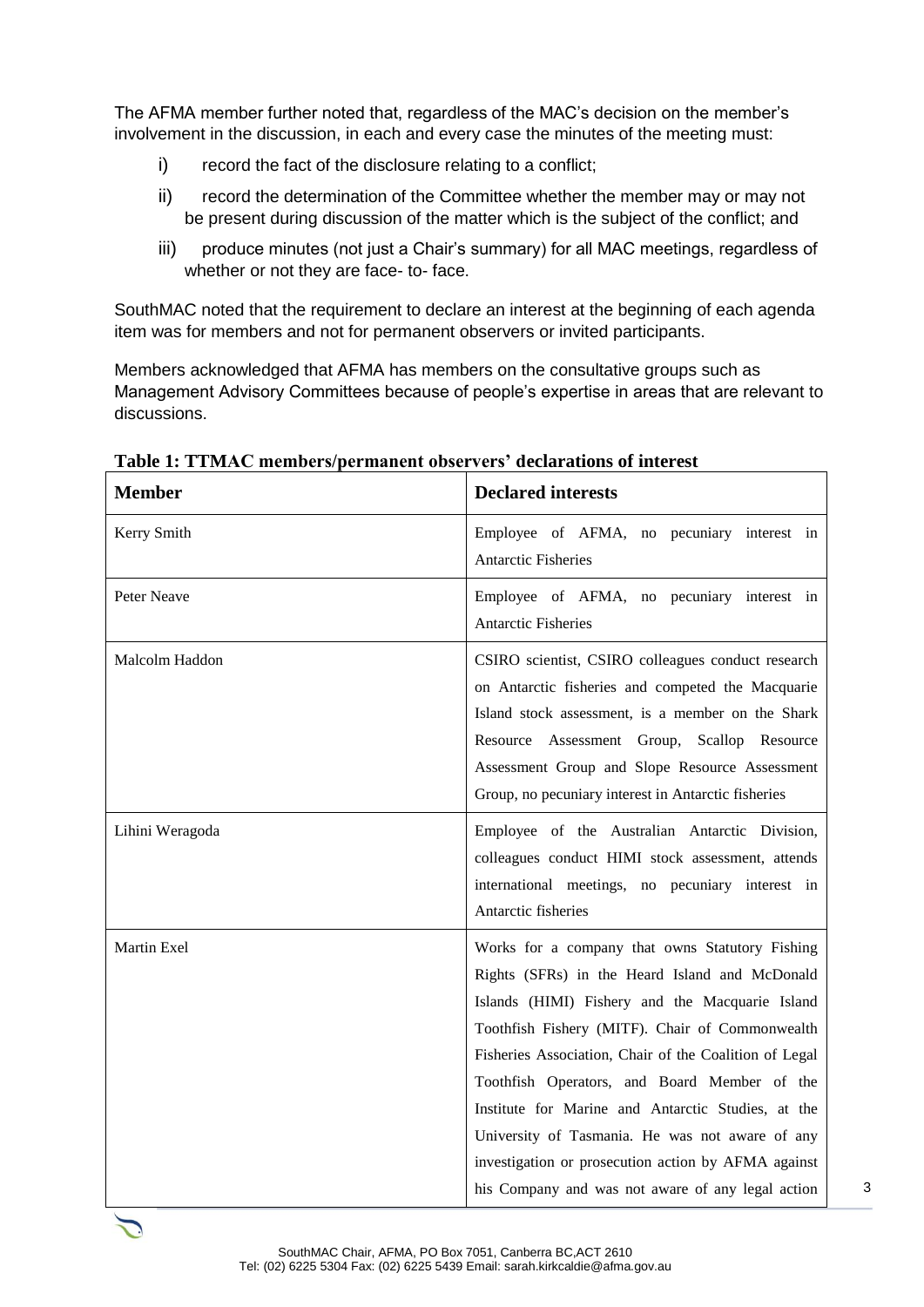The AFMA member further noted that, regardless of the MAC's decision on the member's involvement in the discussion, in each and every case the minutes of the meeting must:

i) record the fact of the disclosure relating to a conflict;

ii) record the determination of the Committee whether the member may or may not be present during discussion of the matter which is the subject of the conflict; and

iii) produce minutes (not just a Chair's summary) for all MAC meetings, regardless of whether or not they are face- to- face.

SouthMAC noted that the requirement to declare an interest at the beginning of each agenda item was for members and not for permanent observers or invited participants.

Members acknowledged that AFMA has members on the consultative groups such as Management Advisory Committees because of people's expertise in areas that are relevant to discussions.

**Table 1: TTMAC members/permanent observers' declarations of interest**

| Member | Declared interests |
|---|---|
| Kerry Smith | Employee of AFMA, no pecuniary interest in Antarctic Fisheries |
| Peter Neave | Employee of AFMA, no pecuniary interest in Antarctic Fisheries |
| Malcolm Haddon | CSIRO scientist, CSIRO colleagues conduct research on Antarctic fisheries and competed the Macquarie Island stock assessment, is a member on the Shark Resource Assessment Group, Scallop Resource Assessment Group and Slope Resource Assessment Group, no pecuniary interest in Antarctic fisheries |
| Lihini Weragoda | Employee of the Australian Antarctic Division, colleagues conduct HIMI stock assessment, attends international meetings, no pecuniary interest in Antarctic fisheries |
| Martin Exel | Works for a company that owns Statutory Fishing Rights (SFRs) in the Heard Island and McDonald Islands (HIMI) Fishery and the Macquarie Island Toothfish Fishery (MITF). Chair of Commonwealth Fisheries Association, Chair of the Coalition of Legal Toothfish Operators, and Board Member of the Institute for Marine and Antarctic Studies, at the University of Tasmania. He was not aware of any investigation or prosecution action by AFMA against his Company and was not aware of any legal action |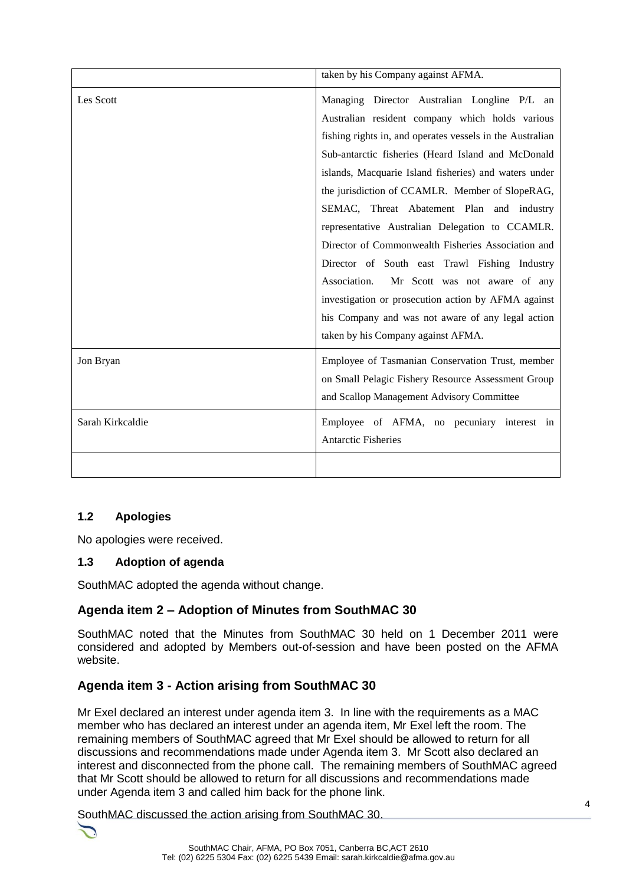| | |
|---|---|
| | taken by his Company against AFMA. |
| Les Scott | Managing Director Australian Longline P/L an Australian resident company which holds various fishing rights in, and operates vessels in the Australian Sub-antarctic fisheries (Heard Island and McDonald islands, Macquarie Island fisheries) and waters under the jurisdiction of CCAMLR. Member of SlopeRAG, SEMAC, Threat Abatement Plan and industry representative Australian Delegation to CCAMLR. Director of Commonwealth Fisheries Association and Director of South east Trawl Fishing Industry Association. Mr Scott was not aware of any investigation or prosecution action by AFMA against his Company and was not aware of any legal action taken by his Company against AFMA. |
| Jon Bryan | Employee of Tasmanian Conservation Trust, member on Small Pelagic Fishery Resource Assessment Group and Scallop Management Advisory Committee |
| Sarah Kirkcaldie | Employee of AFMA, no pecuniary interest in Antarctic Fisheries |
| | |

### 1.2 Apologies

No apologies were received.

### 1.3 Adoption of agenda

SouthMAC adopted the agenda without change.

## Agenda item 2 – Adoption of Minutes from SouthMAC 30

SouthMAC noted that the Minutes from SouthMAC 30 held on 1 December 2011 were considered and adopted by Members out-of-session and have been posted on the AFMA website.

## Agenda item 3 - Action arising from SouthMAC 30

Mr Exel declared an interest under agenda item 3. In line with the requirements as a MAC member who has declared an interest under an agenda item, Mr Exel left the room. The remaining members of SouthMAC agreed that Mr Exel should be allowed to return for all discussions and recommendations made under Agenda item 3. Mr Scott also declared an interest and disconnected from the phone call. The remaining members of SouthMAC agreed that Mr Scott should be allowed to return for all discussions and recommendations made under Agenda item 3 and called him back for the phone link.

SouthMAC discussed the action arising from SouthMAC 30.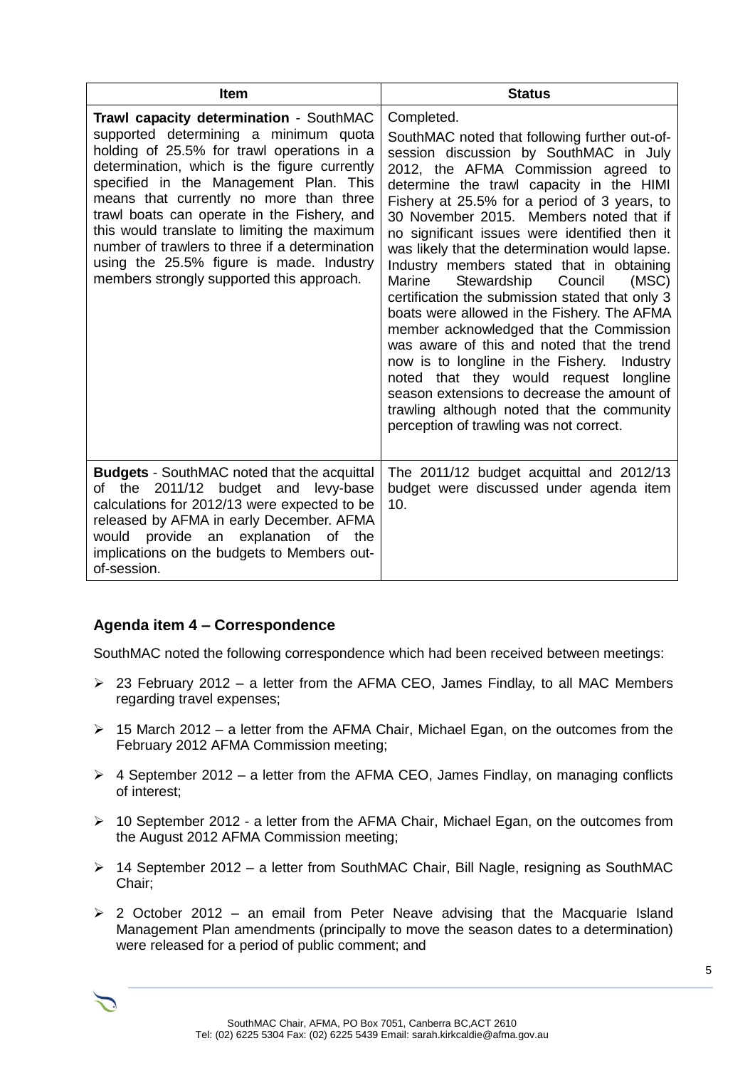| Item | Status |
|---|---|
| **Trawl capacity determination** - SouthMAC supported determining a minimum quota holding of 25.5% for trawl operations in a determination, which is the figure currently specified in the Management Plan. This means that currently no more than three trawl boats can operate in the Fishery, and this would translate to limiting the maximum number of trawlers to three if a determination using the 25.5% figure is made. Industry members strongly supported this approach. | Completed.<br><br>SouthMAC noted that following further out-of-session discussion by SouthMAC in July 2012, the AFMA Commission agreed to determine the trawl capacity in the HIMI Fishery at 25.5% for a period of 3 years, to 30 November 2015. Members noted that if no significant issues were identified then it was likely that the determination would lapse. Industry members stated that in obtaining Marine Stewardship Council (MSC) certification the submission stated that only 3 boats were allowed in the Fishery. The AFMA member acknowledged that the Commission was aware of this and noted that the trend now is to longline in the Fishery. Industry noted that they would request longline season extensions to decrease the amount of trawling although noted that the community perception of trawling was not correct. |
| **Budgets** - SouthMAC noted that the acquittal of the 2011/12 budget and levy-base calculations for 2012/13 were expected to be released by AFMA in early December. AFMA would provide an explanation of the implications on the budgets to Members out-of-session. | The 2011/12 budget acquittal and 2012/13 budget were discussed under agenda item 10. |

## Agenda item 4 – Correspondence

SouthMAC noted the following correspondence which had been received between meetings:

- 23 February 2012 – a letter from the AFMA CEO, James Findlay, to all MAC Members regarding travel expenses;
- 15 March 2012 – a letter from the AFMA Chair, Michael Egan, on the outcomes from the February 2012 AFMA Commission meeting;
- 4 September 2012 – a letter from the AFMA CEO, James Findlay, on managing conflicts of interest;
- 10 September 2012 - a letter from the AFMA Chair, Michael Egan, on the outcomes from the August 2012 AFMA Commission meeting;
- 14 September 2012 – a letter from SouthMAC Chair, Bill Nagle, resigning as SouthMAC Chair;
- 2 October 2012 – an email from Peter Neave advising that the Macquarie Island Management Plan amendments (principally to move the season dates to a determination) were released for a period of public comment; and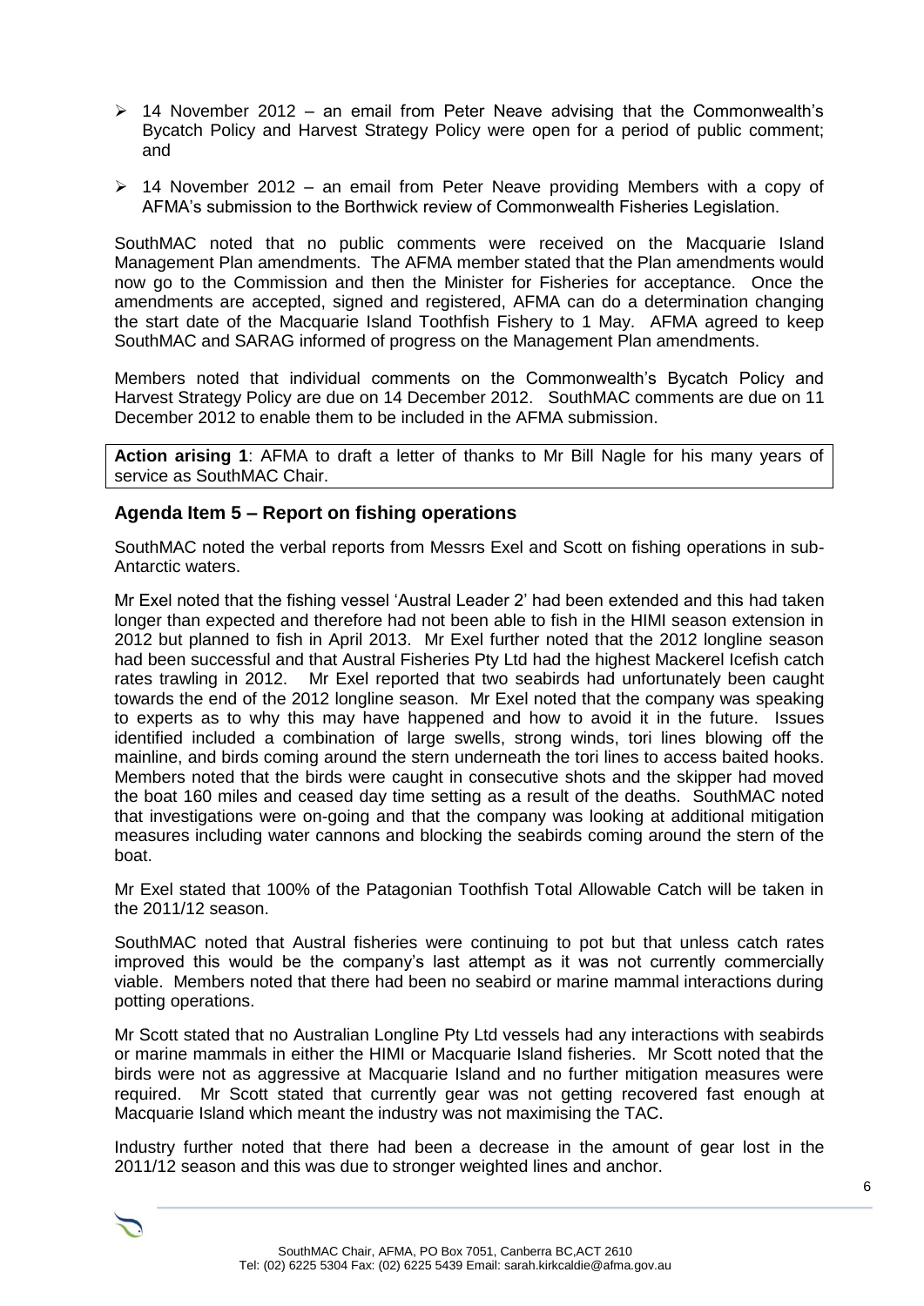- 14 November 2012 – an email from Peter Neave advising that the Commonwealth's Bycatch Policy and Harvest Strategy Policy were open for a period of public comment; and
- 14 November 2012 – an email from Peter Neave providing Members with a copy of AFMA's submission to the Borthwick review of Commonwealth Fisheries Legislation.

SouthMAC noted that no public comments were received on the Macquarie Island Management Plan amendments. The AFMA member stated that the Plan amendments would now go to the Commission and then the Minister for Fisheries for acceptance. Once the amendments are accepted, signed and registered, AFMA can do a determination changing the start date of the Macquarie Island Toothfish Fishery to 1 May. AFMA agreed to keep SouthMAC and SARAG informed of progress on the Management Plan amendments.

Members noted that individual comments on the Commonwealth's Bycatch Policy and Harvest Strategy Policy are due on 14 December 2012. SouthMAC comments are due on 11 December 2012 to enable them to be included in the AFMA submission.

**Action arising 1**: AFMA to draft a letter of thanks to Mr Bill Nagle for his many years of service as SouthMAC Chair.

## Agenda Item 5 – Report on fishing operations

SouthMAC noted the verbal reports from Messrs Exel and Scott on fishing operations in sub-Antarctic waters.

Mr Exel noted that the fishing vessel 'Austral Leader 2' had been extended and this had taken longer than expected and therefore had not been able to fish in the HIMI season extension in 2012 but planned to fish in April 2013. Mr Exel further noted that the 2012 longline season had been successful and that Austral Fisheries Pty Ltd had the highest Mackerel Icefish catch rates trawling in 2012. Mr Exel reported that two seabirds had unfortunately been caught towards the end of the 2012 longline season. Mr Exel noted that the company was speaking to experts as to why this may have happened and how to avoid it in the future. Issues identified included a combination of large swells, strong winds, tori lines blowing off the mainline, and birds coming around the stern underneath the tori lines to access baited hooks. Members noted that the birds were caught in consecutive shots and the skipper had moved the boat 160 miles and ceased day time setting as a result of the deaths. SouthMAC noted that investigations were on-going and that the company was looking at additional mitigation measures including water cannons and blocking the seabirds coming around the stern of the boat.

Mr Exel stated that 100% of the Patagonian Toothfish Total Allowable Catch will be taken in the 2011/12 season.

SouthMAC noted that Austral fisheries were continuing to pot but that unless catch rates improved this would be the company's last attempt as it was not currently commercially viable. Members noted that there had been no seabird or marine mammal interactions during potting operations.

Mr Scott stated that no Australian Longline Pty Ltd vessels had any interactions with seabirds or marine mammals in either the HIMI or Macquarie Island fisheries. Mr Scott noted that the birds were not as aggressive at Macquarie Island and no further mitigation measures were required. Mr Scott stated that currently gear was not getting recovered fast enough at Macquarie Island which meant the industry was not maximising the TAC.

Industry further noted that there had been a decrease in the amount of gear lost in the 2011/12 season and this was due to stronger weighted lines and anchor.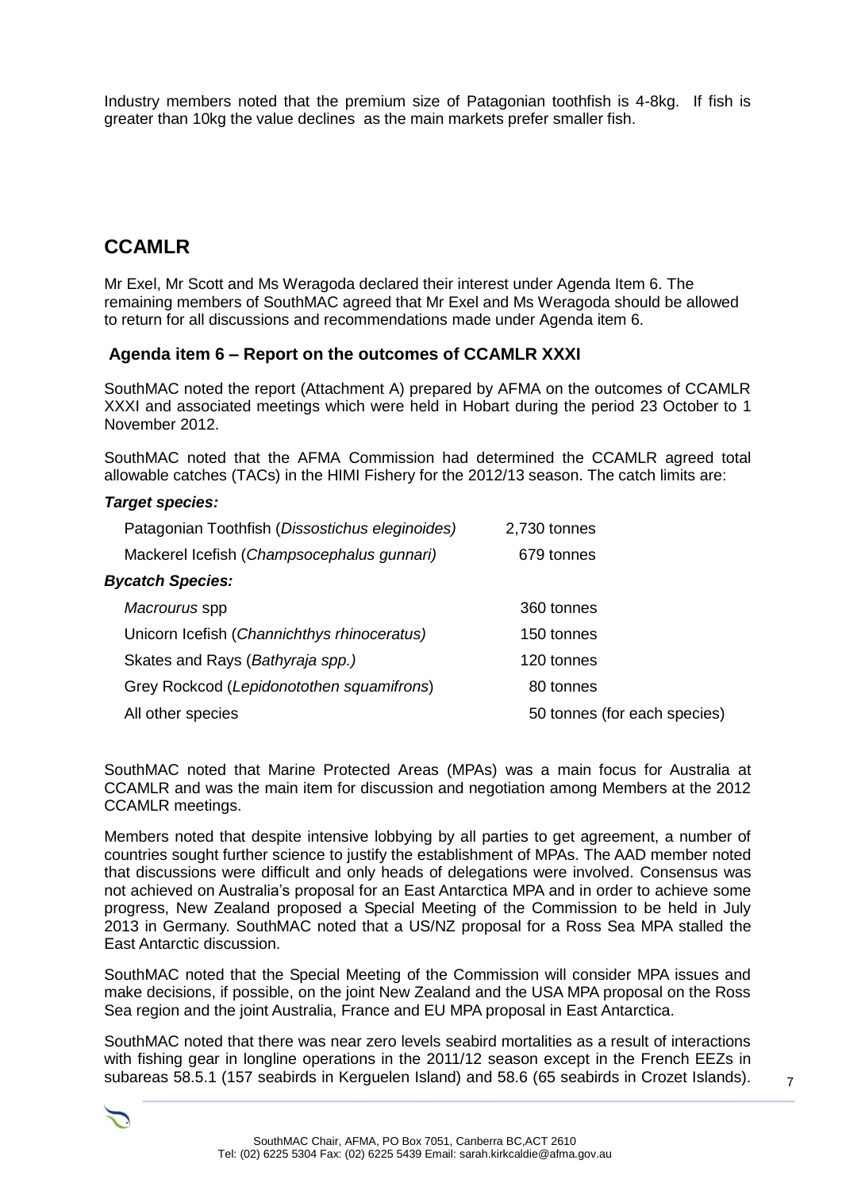Industry members noted that the premium size of Patagonian toothfish is 4-8kg. If fish is greater than 10kg the value declines as the main markets prefer smaller fish.

## CCAMLR

Mr Exel, Mr Scott and Ms Weragoda declared their interest under Agenda Item 6. The remaining members of SouthMAC agreed that Mr Exel and Ms Weragoda should be allowed to return for all discussions and recommendations made under Agenda item 6.

### Agenda item 6 – Report on the outcomes of CCAMLR XXXI

SouthMAC noted the report (Attachment A) prepared by AFMA on the outcomes of CCAMLR XXXI and associated meetings which were held in Hobart during the period 23 October to 1 November 2012.

SouthMAC noted that the AFMA Commission had determined the CCAMLR agreed total allowable catches (TACs) in the HIMI Fishery for the 2012/13 season. The catch limits are:

***Target species:***

| | |
|---|---|
| Patagonian Toothfish (*Dissostichus eleginoides*) | 2,730 tonnes |
| Mackerel Icefish (*Champsocephalus gunnari*) | 679 tonnes |

***Bycatch Species:***

| | |
|---|---|
| *Macrourus* spp | 360 tonnes |
| Unicorn Icefish (*Channichthys rhinoceratus*) | 150 tonnes |
| Skates and Rays (*Bathyraja spp.)* | 120 tonnes |
| Grey Rockcod (*Lepidonotothen squamifrons*) | 80 tonnes |
| All other species | 50 tonnes (for each species) |

SouthMAC noted that Marine Protected Areas (MPAs) was a main focus for Australia at CCAMLR and was the main item for discussion and negotiation among Members at the 2012 CCAMLR meetings.

Members noted that despite intensive lobbying by all parties to get agreement, a number of countries sought further science to justify the establishment of MPAs. The AAD member noted that discussions were difficult and only heads of delegations were involved. Consensus was not achieved on Australia's proposal for an East Antarctica MPA and in order to achieve some progress, New Zealand proposed a Special Meeting of the Commission to be held in July 2013 in Germany. SouthMAC noted that a US/NZ proposal for a Ross Sea MPA stalled the East Antarctic discussion.

SouthMAC noted that the Special Meeting of the Commission will consider MPA issues and make decisions, if possible, on the joint New Zealand and the USA MPA proposal on the Ross Sea region and the joint Australia, France and EU MPA proposal in East Antarctica.

SouthMAC noted that there was near zero levels seabird mortalities as a result of interactions with fishing gear in longline operations in the 2011/12 season except in the French EEZs in subareas 58.5.1 (157 seabirds in Kerguelen Island) and 58.6 (65 seabirds in Crozet Islands).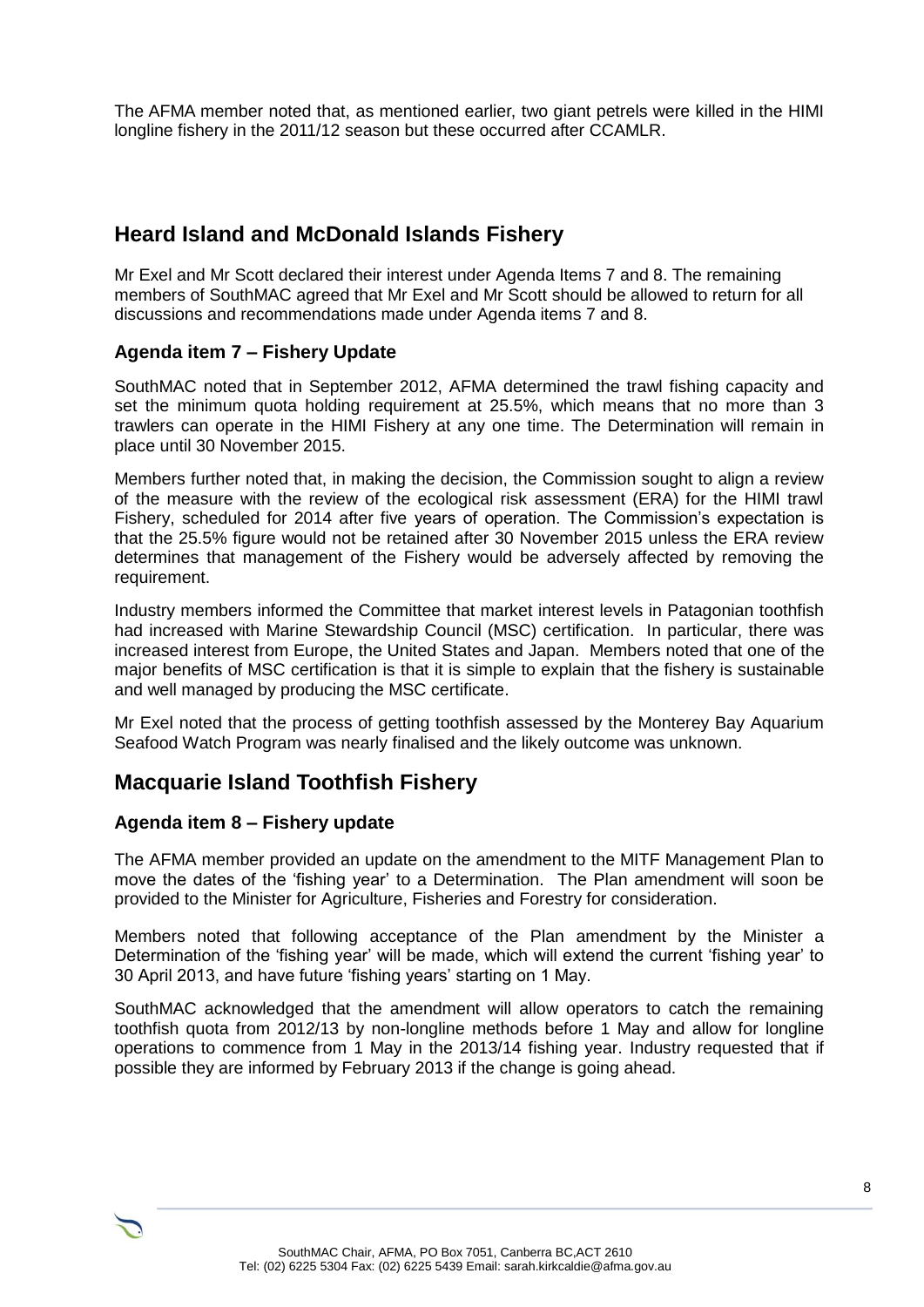The AFMA member noted that, as mentioned earlier, two giant petrels were killed in the HIMI longline fishery in the 2011/12 season but these occurred after CCAMLR.

## Heard Island and McDonald Islands Fishery

Mr Exel and Mr Scott declared their interest under Agenda Items 7 and 8. The remaining members of SouthMAC agreed that Mr Exel and Mr Scott should be allowed to return for all discussions and recommendations made under Agenda items 7 and 8.

### Agenda item 7 – Fishery Update

SouthMAC noted that in September 2012, AFMA determined the trawl fishing capacity and set the minimum quota holding requirement at 25.5%, which means that no more than 3 trawlers can operate in the HIMI Fishery at any one time. The Determination will remain in place until 30 November 2015.

Members further noted that, in making the decision, the Commission sought to align a review of the measure with the review of the ecological risk assessment (ERA) for the HIMI trawl Fishery, scheduled for 2014 after five years of operation. The Commission's expectation is that the 25.5% figure would not be retained after 30 November 2015 unless the ERA review determines that management of the Fishery would be adversely affected by removing the requirement.

Industry members informed the Committee that market interest levels in Patagonian toothfish had increased with Marine Stewardship Council (MSC) certification. In particular, there was increased interest from Europe, the United States and Japan. Members noted that one of the major benefits of MSC certification is that it is simple to explain that the fishery is sustainable and well managed by producing the MSC certificate.

Mr Exel noted that the process of getting toothfish assessed by the Monterey Bay Aquarium Seafood Watch Program was nearly finalised and the likely outcome was unknown.

## Macquarie Island Toothfish Fishery

### Agenda item 8 – Fishery update

The AFMA member provided an update on the amendment to the MITF Management Plan to move the dates of the 'fishing year' to a Determination. The Plan amendment will soon be provided to the Minister for Agriculture, Fisheries and Forestry for consideration.

Members noted that following acceptance of the Plan amendment by the Minister a Determination of the 'fishing year' will be made, which will extend the current 'fishing year' to 30 April 2013, and have future 'fishing years' starting on 1 May.

SouthMAC acknowledged that the amendment will allow operators to catch the remaining toothfish quota from 2012/13 by non-longline methods before 1 May and allow for longline operations to commence from 1 May in the 2013/14 fishing year. Industry requested that if possible they are informed by February 2013 if the change is going ahead.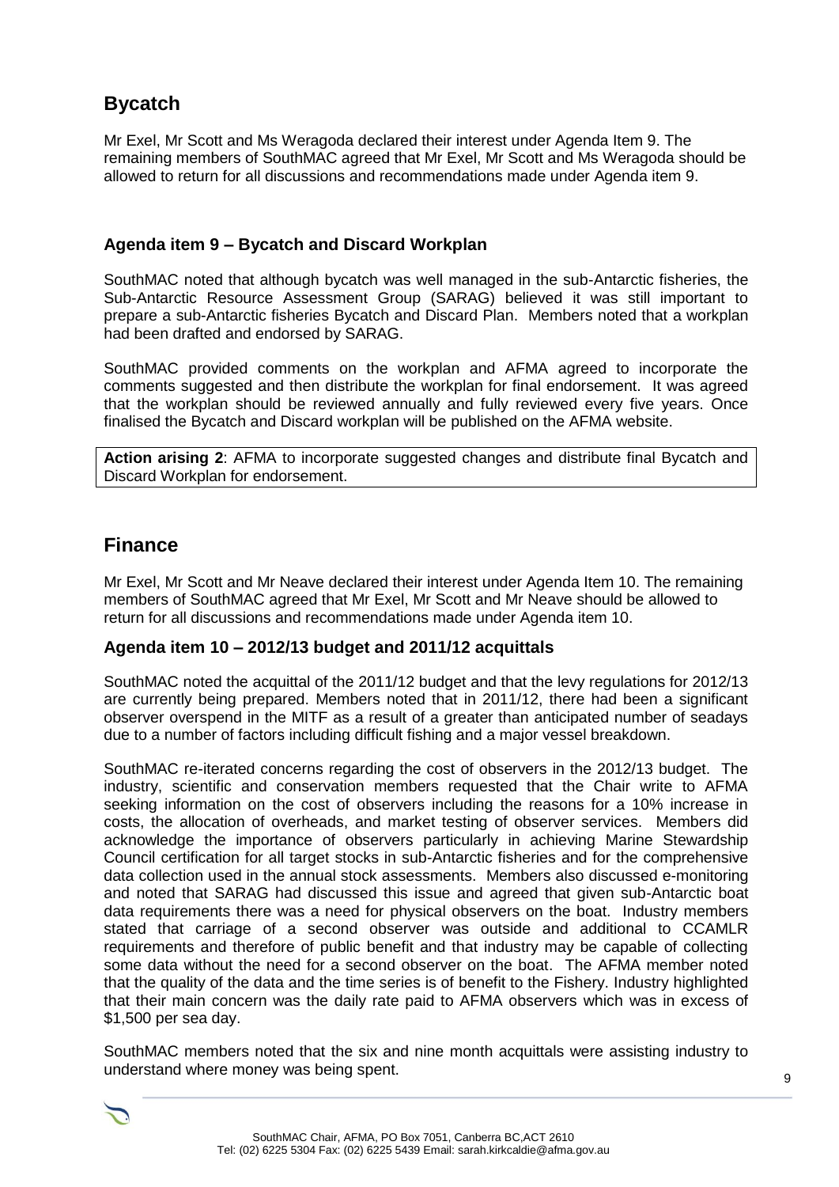## Bycatch

Mr Exel, Mr Scott and Ms Weragoda declared their interest under Agenda Item 9. The remaining members of SouthMAC agreed that Mr Exel, Mr Scott and Ms Weragoda should be allowed to return for all discussions and recommendations made under Agenda item 9.

### Agenda item 9 – Bycatch and Discard Workplan

SouthMAC noted that although bycatch was well managed in the sub-Antarctic fisheries, the Sub-Antarctic Resource Assessment Group (SARAG) believed it was still important to prepare a sub-Antarctic fisheries Bycatch and Discard Plan. Members noted that a workplan had been drafted and endorsed by SARAG.

SouthMAC provided comments on the workplan and AFMA agreed to incorporate the comments suggested and then distribute the workplan for final endorsement. It was agreed that the workplan should be reviewed annually and fully reviewed every five years. Once finalised the Bycatch and Discard workplan will be published on the AFMA website.

**Action arising 2**: AFMA to incorporate suggested changes and distribute final Bycatch and Discard Workplan for endorsement.

## Finance

Mr Exel, Mr Scott and Mr Neave declared their interest under Agenda Item 10. The remaining members of SouthMAC agreed that Mr Exel, Mr Scott and Mr Neave should be allowed to return for all discussions and recommendations made under Agenda item 10.

### Agenda item 10 – 2012/13 budget and 2011/12 acquittals

SouthMAC noted the acquittal of the 2011/12 budget and that the levy regulations for 2012/13 are currently being prepared. Members noted that in 2011/12, there had been a significant observer overspend in the MITF as a result of a greater than anticipated number of seadays due to a number of factors including difficult fishing and a major vessel breakdown.

SouthMAC re-iterated concerns regarding the cost of observers in the 2012/13 budget. The industry, scientific and conservation members requested that the Chair write to AFMA seeking information on the cost of observers including the reasons for a 10% increase in costs, the allocation of overheads, and market testing of observer services. Members did acknowledge the importance of observers particularly in achieving Marine Stewardship Council certification for all target stocks in sub-Antarctic fisheries and for the comprehensive data collection used in the annual stock assessments. Members also discussed e-monitoring and noted that SARAG had discussed this issue and agreed that given sub-Antarctic boat data requirements there was a need for physical observers on the boat. Industry members stated that carriage of a second observer was outside and additional to CCAMLR requirements and therefore of public benefit and that industry may be capable of collecting some data without the need for a second observer on the boat. The AFMA member noted that the quality of the data and the time series is of benefit to the Fishery. Industry highlighted that their main concern was the daily rate paid to AFMA observers which was in excess of $1,500 per sea day.

SouthMAC members noted that the six and nine month acquittals were assisting industry to understand where money was being spent.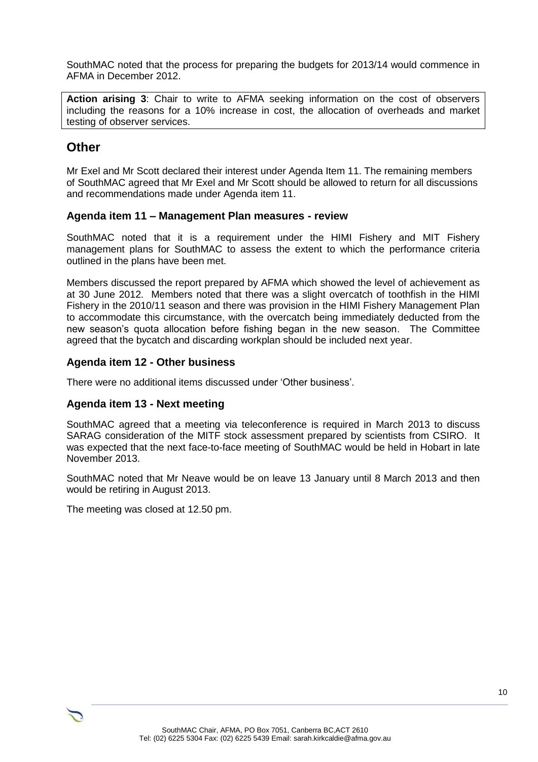SouthMAC noted that the process for preparing the budgets for 2013/14 would commence in AFMA in December 2012.

**Action arising 3**: Chair to write to AFMA seeking information on the cost of observers including the reasons for a 10% increase in cost, the allocation of overheads and market testing of observer services.

## Other

Mr Exel and Mr Scott declared their interest under Agenda Item 11. The remaining members of SouthMAC agreed that Mr Exel and Mr Scott should be allowed to return for all discussions and recommendations made under Agenda item 11.

### Agenda item 11 – Management Plan measures - review

SouthMAC noted that it is a requirement under the HIMI Fishery and MIT Fishery management plans for SouthMAC to assess the extent to which the performance criteria outlined in the plans have been met.

Members discussed the report prepared by AFMA which showed the level of achievement as at 30 June 2012. Members noted that there was a slight overcatch of toothfish in the HIMI Fishery in the 2010/11 season and there was provision in the HIMI Fishery Management Plan to accommodate this circumstance, with the overcatch being immediately deducted from the new season's quota allocation before fishing began in the new season. The Committee agreed that the bycatch and discarding workplan should be included next year.

### Agenda item 12 - Other business

There were no additional items discussed under 'Other business'.

### Agenda item 13 - Next meeting

SouthMAC agreed that a meeting via teleconference is required in March 2013 to discuss SARAG consideration of the MITF stock assessment prepared by scientists from CSIRO. It was expected that the next face-to-face meeting of SouthMAC would be held in Hobart in late November 2013.

SouthMAC noted that Mr Neave would be on leave 13 January until 8 March 2013 and then would be retiring in August 2013.

The meeting was closed at 12.50 pm.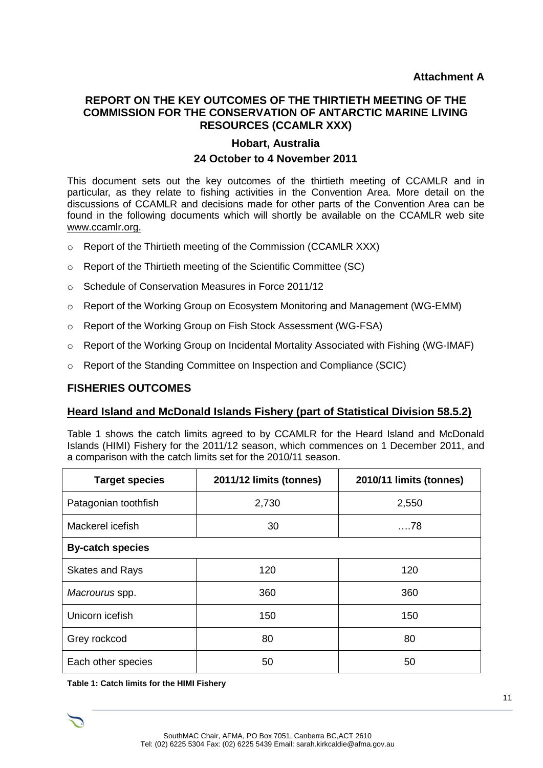**Attachment A**

# REPORT ON THE KEY OUTCOMES OF THE THIRTIETH MEETING OF THE COMMISSION FOR THE CONSERVATION OF ANTARCTIC MARINE LIVING RESOURCES (CCAMLR XXX)

### Hobart, Australia

### 24 October to 4 November 2011

This document sets out the key outcomes of the thirtieth meeting of CCAMLR and in particular, as they relate to fishing activities in the Convention Area. More detail on the discussions of CCAMLR and decisions made for other parts of the Convention Area can be found in the following documents which will shortly be available on the CCAMLR web site www.ccamlr.org.

- Report of the Thirtieth meeting of the Commission (CCAMLR XXX)
- Report of the Thirtieth meeting of the Scientific Committee (SC)
- Schedule of Conservation Measures in Force 2011/12
- Report of the Working Group on Ecosystem Monitoring and Management (WG-EMM)
- Report of the Working Group on Fish Stock Assessment (WG-FSA)
- Report of the Working Group on Incidental Mortality Associated with Fishing (WG-IMAF)
- Report of the Standing Committee on Inspection and Compliance (SCIC)

## FISHERIES OUTCOMES

### Heard Island and McDonald Islands Fishery (part of Statistical Division 58.5.2)

Table 1 shows the catch limits agreed to by CCAMLR for the Heard Island and McDonald Islands (HIMI) Fishery for the 2011/12 season, which commences on 1 December 2011, and a comparison with the catch limits set for the 2010/11 season.

| Target species | 2011/12 limits (tonnes) | 2010/11 limits (tonnes) |
|---|---|---|
| Patagonian toothfish | 2,730 | 2,550 |
| Mackerel icefish | 30 | ….78 |
| **By-catch species** | | |
| Skates and Rays | 120 | 120 |
| *Macrourus* spp. | 360 | 360 |
| Unicorn icefish | 150 | 150 |
| Grey rockcod | 80 | 80 |
| Each other species | 50 | 50 |

**Table 1: Catch limits for the HIMI Fishery**

SouthMAC Chair, AFMA, PO Box 7051, Canberra BC,ACT 2610
Tel: (02) 6225 5304 Fax: (02) 6225 5439 Email: sarah.kirkcaldie@afma.gov.au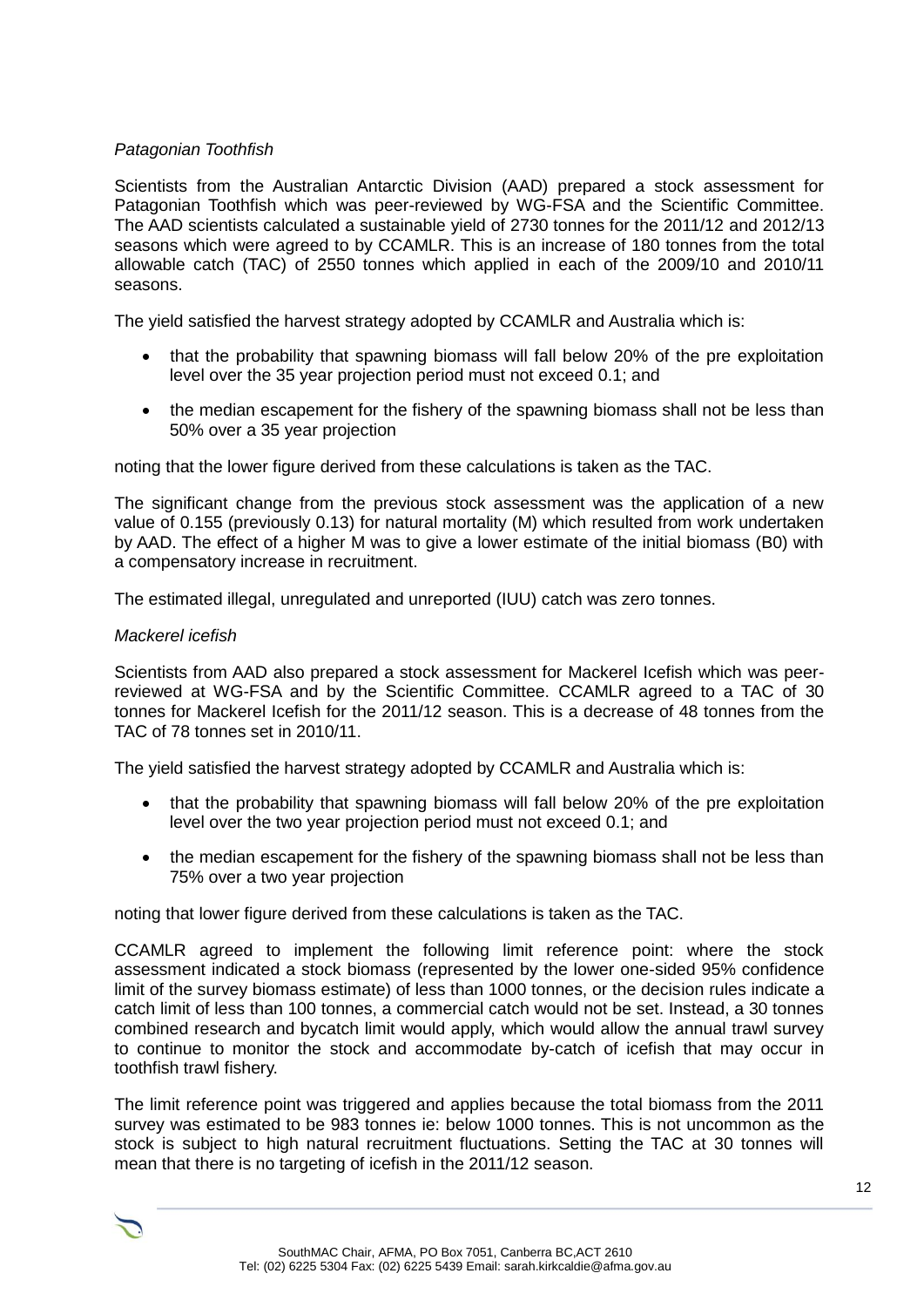*Patagonian Toothfish*

Scientists from the Australian Antarctic Division (AAD) prepared a stock assessment for Patagonian Toothfish which was peer-reviewed by WG-FSA and the Scientific Committee. The AAD scientists calculated a sustainable yield of 2730 tonnes for the 2011/12 and 2012/13 seasons which were agreed to by CCAMLR. This is an increase of 180 tonnes from the total allowable catch (TAC) of 2550 tonnes which applied in each of the 2009/10 and 2010/11 seasons.

The yield satisfied the harvest strategy adopted by CCAMLR and Australia which is:

- that the probability that spawning biomass will fall below 20% of the pre exploitation level over the 35 year projection period must not exceed 0.1; and
- the median escapement for the fishery of the spawning biomass shall not be less than 50% over a 35 year projection

noting that the lower figure derived from these calculations is taken as the TAC.

The significant change from the previous stock assessment was the application of a new value of 0.155 (previously 0.13) for natural mortality (M) which resulted from work undertaken by AAD. The effect of a higher M was to give a lower estimate of the initial biomass (B0) with a compensatory increase in recruitment.

The estimated illegal, unregulated and unreported (IUU) catch was zero tonnes.

*Mackerel icefish*

Scientists from AAD also prepared a stock assessment for Mackerel Icefish which was peer-reviewed at WG-FSA and by the Scientific Committee. CCAMLR agreed to a TAC of 30 tonnes for Mackerel Icefish for the 2011/12 season. This is a decrease of 48 tonnes from the TAC of 78 tonnes set in 2010/11.

The yield satisfied the harvest strategy adopted by CCAMLR and Australia which is:

- that the probability that spawning biomass will fall below 20% of the pre exploitation level over the two year projection period must not exceed 0.1; and
- the median escapement for the fishery of the spawning biomass shall not be less than 75% over a two year projection

noting that lower figure derived from these calculations is taken as the TAC.

CCAMLR agreed to implement the following limit reference point: where the stock assessment indicated a stock biomass (represented by the lower one-sided 95% confidence limit of the survey biomass estimate) of less than 1000 tonnes, or the decision rules indicate a catch limit of less than 100 tonnes, a commercial catch would not be set. Instead, a 30 tonnes combined research and bycatch limit would apply, which would allow the annual trawl survey to continue to monitor the stock and accommodate by-catch of icefish that may occur in toothfish trawl fishery.

The limit reference point was triggered and applies because the total biomass from the 2011 survey was estimated to be 983 tonnes ie: below 1000 tonnes. This is not uncommon as the stock is subject to high natural recruitment fluctuations. Setting the TAC at 30 tonnes will mean that there is no targeting of icefish in the 2011/12 season.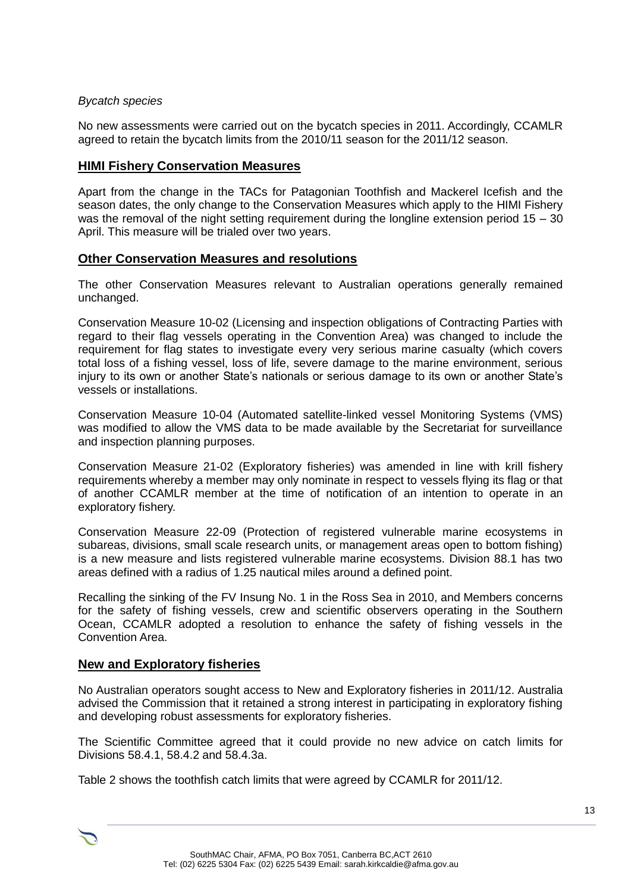*Bycatch species*

No new assessments were carried out on the bycatch species in 2011. Accordingly, CCAMLR agreed to retain the bycatch limits from the 2010/11 season for the 2011/12 season.

## HIMI Fishery Conservation Measures

Apart from the change in the TACs for Patagonian Toothfish and Mackerel Icefish and the season dates, the only change to the Conservation Measures which apply to the HIMI Fishery was the removal of the night setting requirement during the longline extension period 15 – 30 April. This measure will be trialed over two years.

## Other Conservation Measures and resolutions

The other Conservation Measures relevant to Australian operations generally remained unchanged.

Conservation Measure 10-02 (Licensing and inspection obligations of Contracting Parties with regard to their flag vessels operating in the Convention Area) was changed to include the requirement for flag states to investigate every very serious marine casualty (which covers total loss of a fishing vessel, loss of life, severe damage to the marine environment, serious injury to its own or another State's nationals or serious damage to its own or another State's vessels or installations.

Conservation Measure 10-04 (Automated satellite-linked vessel Monitoring Systems (VMS) was modified to allow the VMS data to be made available by the Secretariat for surveillance and inspection planning purposes.

Conservation Measure 21-02 (Exploratory fisheries) was amended in line with krill fishery requirements whereby a member may only nominate in respect to vessels flying its flag or that of another CCAMLR member at the time of notification of an intention to operate in an exploratory fishery.

Conservation Measure 22-09 (Protection of registered vulnerable marine ecosystems in subareas, divisions, small scale research units, or management areas open to bottom fishing) is a new measure and lists registered vulnerable marine ecosystems. Division 88.1 has two areas defined with a radius of 1.25 nautical miles around a defined point.

Recalling the sinking of the FV Insung No. 1 in the Ross Sea in 2010, and Members concerns for the safety of fishing vessels, crew and scientific observers operating in the Southern Ocean, CCAMLR adopted a resolution to enhance the safety of fishing vessels in the Convention Area.

## New and Exploratory fisheries

No Australian operators sought access to New and Exploratory fisheries in 2011/12. Australia advised the Commission that it retained a strong interest in participating in exploratory fishing and developing robust assessments for exploratory fisheries.

The Scientific Committee agreed that it could provide no new advice on catch limits for Divisions 58.4.1, 58.4.2 and 58.4.3a.

Table 2 shows the toothfish catch limits that were agreed by CCAMLR for 2011/12.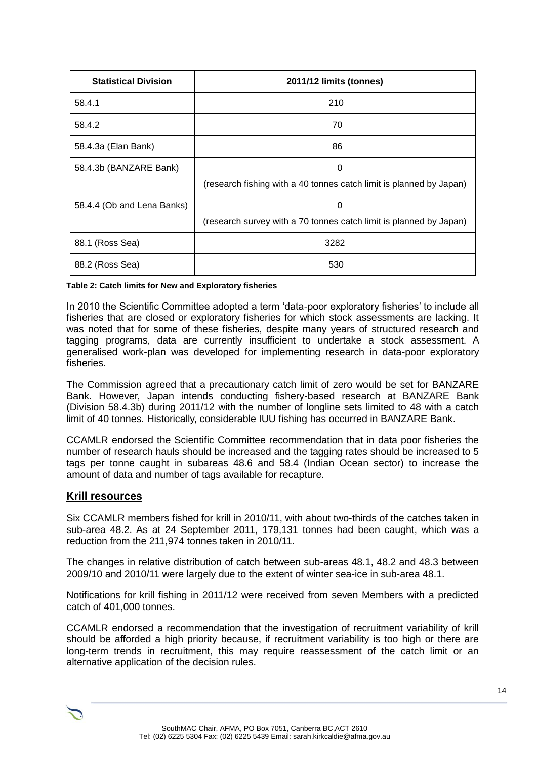| Statistical Division | 2011/12 limits (tonnes) |
|---|---|
| 58.4.1 | 210 |
| 58.4.2 | 70 |
| 58.4.3a (Elan Bank) | 86 |
| 58.4.3b (BANZARE Bank) | 0<br>(research fishing with a 40 tonnes catch limit is planned by Japan) |
| 58.4.4 (Ob and Lena Banks) | 0<br>(research survey with a 70 tonnes catch limit is planned by Japan) |
| 88.1 (Ross Sea) | 3282 |
| 88.2 (Ross Sea) | 530 |

**Table 2: Catch limits for New and Exploratory fisheries**

In 2010 the Scientific Committee adopted a term 'data-poor exploratory fisheries' to include all fisheries that are closed or exploratory fisheries for which stock assessments are lacking. It was noted that for some of these fisheries, despite many years of structured research and tagging programs, data are currently insufficient to undertake a stock assessment. A generalised work-plan was developed for implementing research in data-poor exploratory fisheries.

The Commission agreed that a precautionary catch limit of zero would be set for BANZARE Bank. However, Japan intends conducting fishery-based research at BANZARE Bank (Division 58.4.3b) during 2011/12 with the number of longline sets limited to 48 with a catch limit of 40 tonnes. Historically, considerable IUU fishing has occurred in BANZARE Bank.

CCAMLR endorsed the Scientific Committee recommendation that in data poor fisheries the number of research hauls should be increased and the tagging rates should be increased to 5 tags per tonne caught in subareas 48.6 and 58.4 (Indian Ocean sector) to increase the amount of data and number of tags available for recapture.

## Krill resources

Six CCAMLR members fished for krill in 2010/11, with about two-thirds of the catches taken in sub-area 48.2. As at 24 September 2011, 179,131 tonnes had been caught, which was a reduction from the 211,974 tonnes taken in 2010/11.

The changes in relative distribution of catch between sub-areas 48.1, 48.2 and 48.3 between 2009/10 and 2010/11 were largely due to the extent of winter sea-ice in sub-area 48.1.

Notifications for krill fishing in 2011/12 were received from seven Members with a predicted catch of 401,000 tonnes.

CCAMLR endorsed a recommendation that the investigation of recruitment variability of krill should be afforded a high priority because, if recruitment variability is too high or there are long-term trends in recruitment, this may require reassessment of the catch limit or an alternative application of the decision rules.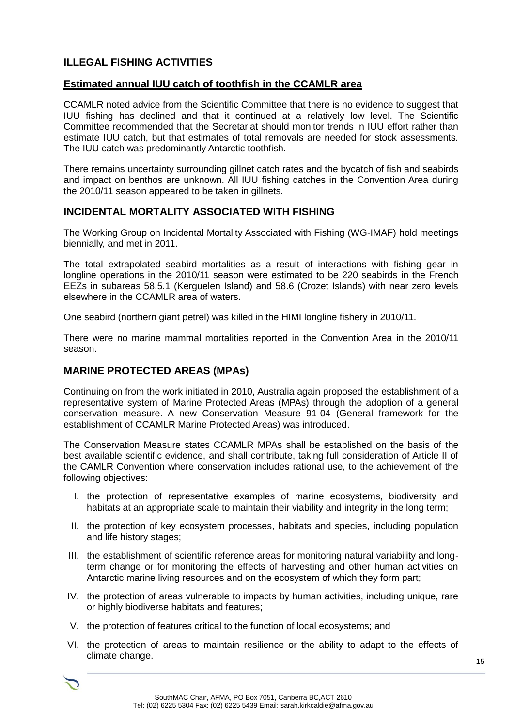## ILLEGAL FISHING ACTIVITIES

### Estimated annual IUU catch of toothfish in the CCAMLR area

CCAMLR noted advice from the Scientific Committee that there is no evidence to suggest that IUU fishing has declined and that it continued at a relatively low level. The Scientific Committee recommended that the Secretariat should monitor trends in IUU effort rather than estimate IUU catch, but that estimates of total removals are needed for stock assessments. The IUU catch was predominantly Antarctic toothfish.

There remains uncertainty surrounding gillnet catch rates and the bycatch of fish and seabirds and impact on benthos are unknown. All IUU fishing catches in the Convention Area during the 2010/11 season appeared to be taken in gillnets.

## INCIDENTAL MORTALITY ASSOCIATED WITH FISHING

The Working Group on Incidental Mortality Associated with Fishing (WG-IMAF) hold meetings biennially, and met in 2011.

The total extrapolated seabird mortalities as a result of interactions with fishing gear in longline operations in the 2010/11 season were estimated to be 220 seabirds in the French EEZs in subareas 58.5.1 (Kerguelen Island) and 58.6 (Crozet Islands) with near zero levels elsewhere in the CCAMLR area of waters.

One seabird (northern giant petrel) was killed in the HIMI longline fishery in 2010/11.

There were no marine mammal mortalities reported in the Convention Area in the 2010/11 season.

## MARINE PROTECTED AREAS (MPAs)

Continuing on from the work initiated in 2010, Australia again proposed the establishment of a representative system of Marine Protected Areas (MPAs) through the adoption of a general conservation measure. A new Conservation Measure 91-04 (General framework for the establishment of CCAMLR Marine Protected Areas) was introduced.

The Conservation Measure states CCAMLR MPAs shall be established on the basis of the best available scientific evidence, and shall contribute, taking full consideration of Article II of the CAMLR Convention where conservation includes rational use, to the achievement of the following objectives:

I. the protection of representative examples of marine ecosystems, biodiversity and habitats at an appropriate scale to maintain their viability and integrity in the long term;

II. the protection of key ecosystem processes, habitats and species, including population and life history stages;

III. the establishment of scientific reference areas for monitoring natural variability and long-term change or for monitoring the effects of harvesting and other human activities on Antarctic marine living resources and on the ecosystem of which they form part;

IV. the protection of areas vulnerable to impacts by human activities, including unique, rare or highly biodiverse habitats and features;

V. the protection of features critical to the function of local ecosystems; and

VI. the protection of areas to maintain resilience or the ability to adapt to the effects of climate change.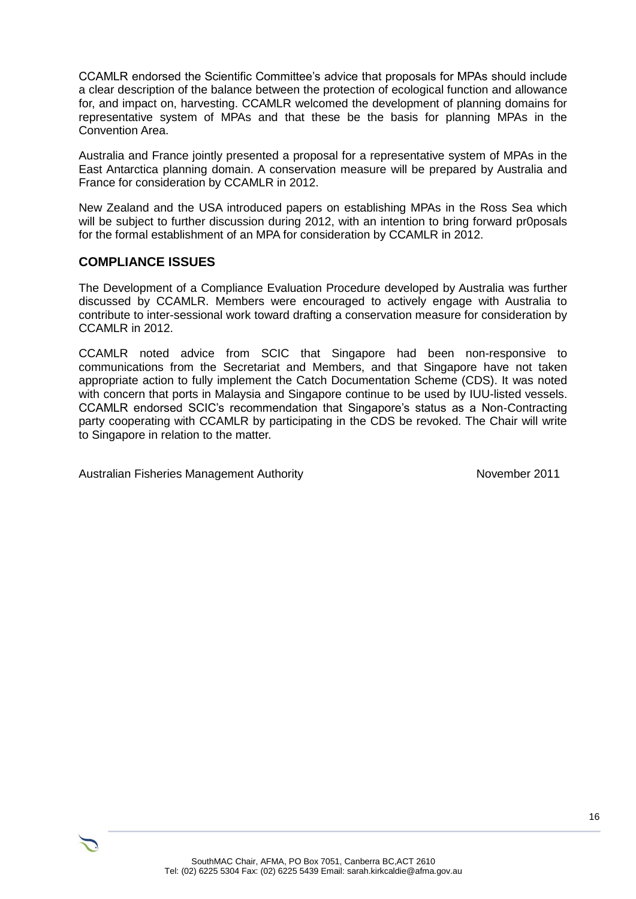CCAMLR endorsed the Scientific Committee's advice that proposals for MPAs should include a clear description of the balance between the protection of ecological function and allowance for, and impact on, harvesting. CCAMLR welcomed the development of planning domains for representative system of MPAs and that these be the basis for planning MPAs in the Convention Area.

Australia and France jointly presented a proposal for a representative system of MPAs in the East Antarctica planning domain. A conservation measure will be prepared by Australia and France for consideration by CCAMLR in 2012.

New Zealand and the USA introduced papers on establishing MPAs in the Ross Sea which will be subject to further discussion during 2012, with an intention to bring forward pr0posals for the formal establishment of an MPA for consideration by CCAMLR in 2012.

## COMPLIANCE ISSUES

The Development of a Compliance Evaluation Procedure developed by Australia was further discussed by CCAMLR. Members were encouraged to actively engage with Australia to contribute to inter-sessional work toward drafting a conservation measure for consideration by CCAMLR in 2012.

CCAMLR noted advice from SCIC that Singapore had been non-responsive to communications from the Secretariat and Members, and that Singapore have not taken appropriate action to fully implement the Catch Documentation Scheme (CDS). It was noted with concern that ports in Malaysia and Singapore continue to be used by IUU-listed vessels. CCAMLR endorsed SCIC's recommendation that Singapore's status as a Non-Contracting party cooperating with CCAMLR by participating in the CDS be revoked. The Chair will write to Singapore in relation to the matter.

Australian Fisheries Management Authority November 2011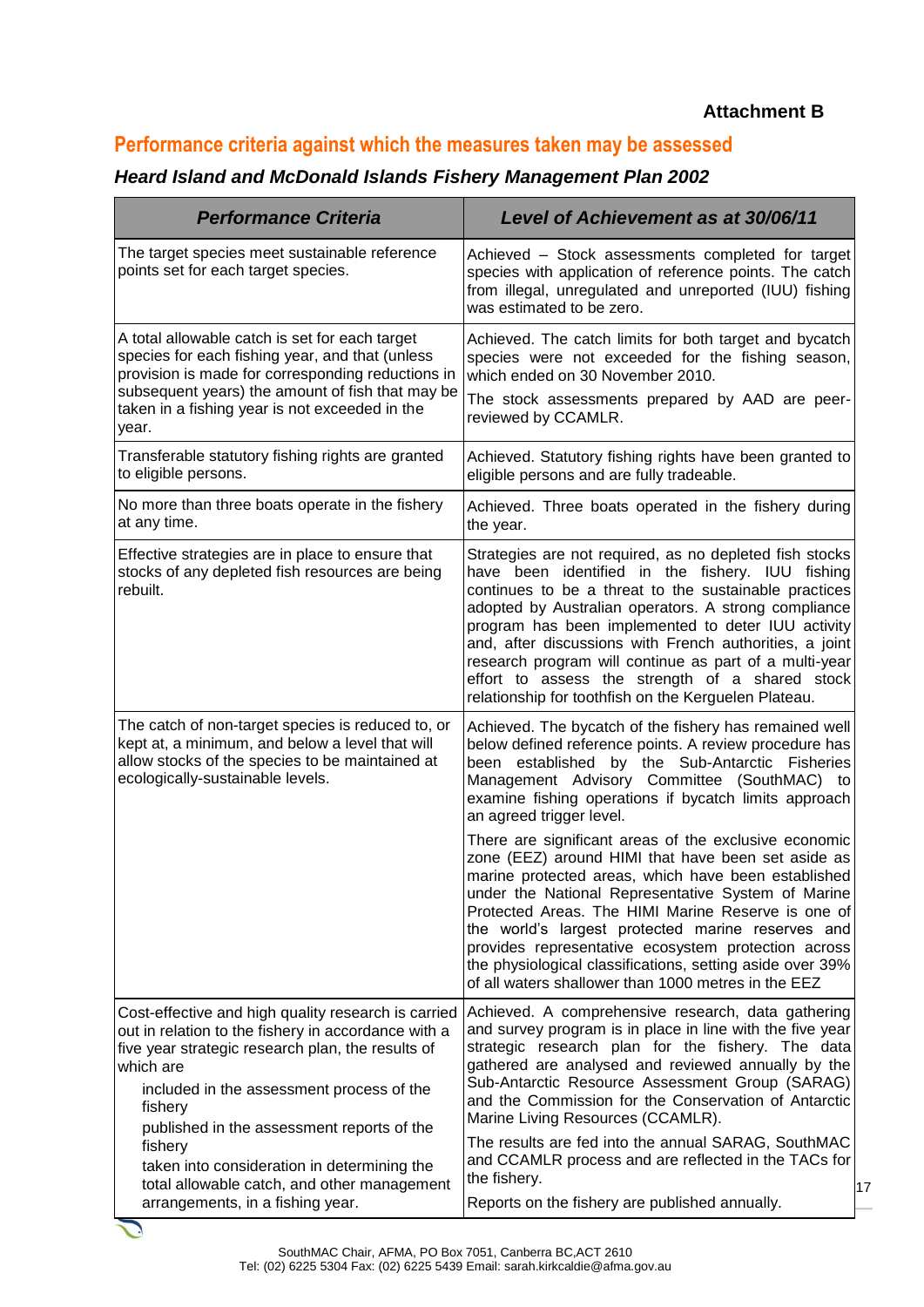**Attachment B**

## Performance criteria against which the measures taken may be assessed

### *Heard Island and McDonald Islands Fishery Management Plan 2002*

| *Performance Criteria* | *Level of Achievement as at 30/06/11* |
|---|---|
| The target species meet sustainable reference points set for each target species. | Achieved – Stock assessments completed for target species with application of reference points. The catch from illegal, unregulated and unreported (IUU) fishing was estimated to be zero. |
| A total allowable catch is set for each target species for each fishing year, and that (unless provision is made for corresponding reductions in subsequent years) the amount of fish that may be taken in a fishing year is not exceeded in the year. | Achieved. The catch limits for both target and bycatch species were not exceeded for the fishing season, which ended on 30 November 2010.<br><br>The stock assessments prepared by AAD are peer-reviewed by CCAMLR. |
| Transferable statutory fishing rights are granted to eligible persons. | Achieved. Statutory fishing rights have been granted to eligible persons and are fully tradeable. |
| No more than three boats operate in the fishery at any time. | Achieved. Three boats operated in the fishery during the year. |
| Effective strategies are in place to ensure that stocks of any depleted fish resources are being rebuilt. | Strategies are not required, as no depleted fish stocks have been identified in the fishery. IUU fishing continues to be a threat to the sustainable practices adopted by Australian operators. A strong compliance program has been implemented to deter IUU activity and, after discussions with French authorities, a joint research program will continue as part of a multi-year effort to assess the strength of a shared stock relationship for toothfish on the Kerguelen Plateau. |
| The catch of non-target species is reduced to, or kept at, a minimum, and below a level that will allow stocks of the species to be maintained at ecologically-sustainable levels. | Achieved. The bycatch of the fishery has remained well below defined reference points. A review procedure has been established by the Sub-Antarctic Fisheries Management Advisory Committee (SouthMAC) to examine fishing operations if bycatch limits approach an agreed trigger level.<br><br>There are significant areas of the exclusive economic zone (EEZ) around HIMI that have been set aside as marine protected areas, which have been established under the National Representative System of Marine Protected Areas. The HIMI Marine Reserve is one of the world's largest protected marine reserves and provides representative ecosystem protection across the physiological classifications, setting aside over 39% of all waters shallower than 1000 metres in the EEZ |
| Cost-effective and high quality research is carried out in relation to the fishery in accordance with a five year strategic research plan, the results of which are<br>included in the assessment process of the fishery<br>published in the assessment reports of the fishery<br>taken into consideration in determining the total allowable catch, and other management arrangements, in a fishing year. | Achieved. A comprehensive research, data gathering and survey program is in place in line with the five year strategic research plan for the fishery. The data gathered are analysed and reviewed annually by the Sub-Antarctic Resource Assessment Group (SARAG) and the Commission for the Conservation of Antarctic Marine Living Resources (CCAMLR).<br><br>The results are fed into the annual SARAG, SouthMAC and CCAMLR process and are reflected in the TACs for the fishery.<br><br>Reports on the fishery are published annually. |

SouthMAC Chair, AFMA, PO Box 7051, Canberra BC,ACT 2610
Tel: (02) 6225 5304 Fax: (02) 6225 5439 Email: sarah.kirkcaldie@afma.gov.au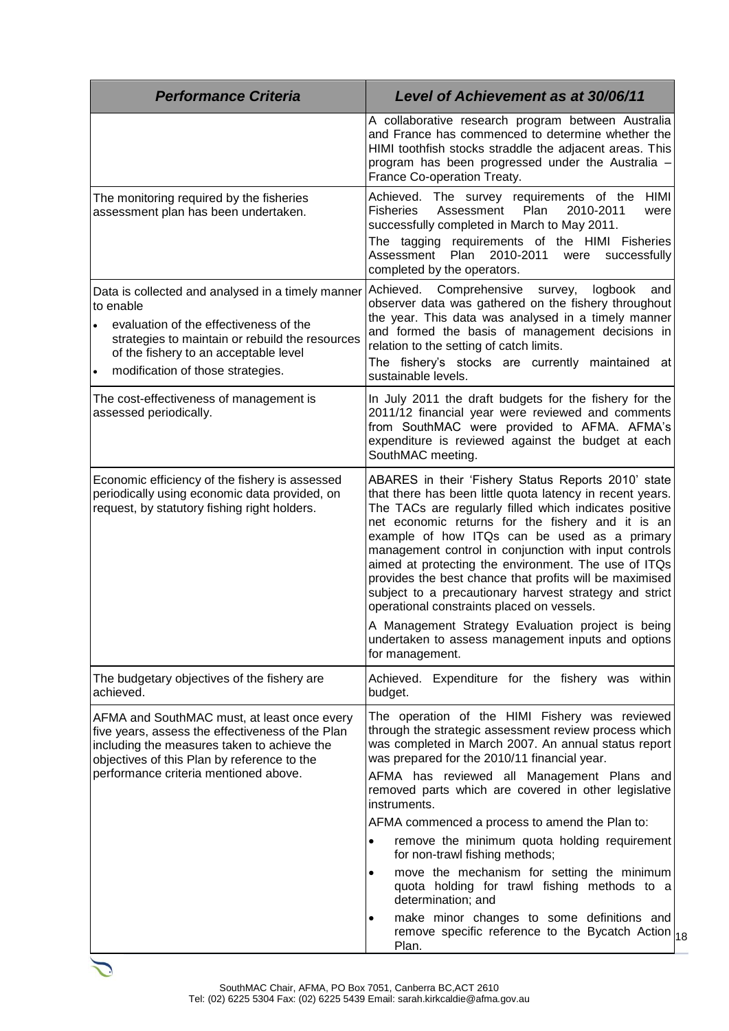| *Performance Criteria* | *Level of Achievement as at 30/06/11* |
|---|---|
| | A collaborative research program between Australia and France has commenced to determine whether the HIMI toothfish stocks straddle the adjacent areas. This program has been progressed under the Australia – France Co-operation Treaty. |
| The monitoring required by the fisheries assessment plan has been undertaken. | Achieved. The survey requirements of the HIMI Fisheries Assessment Plan 2010-2011 were successfully completed in March to May 2011.<br>The tagging requirements of the HIMI Fisheries Assessment Plan 2010-2011 were successfully completed by the operators. |
| Data is collected and analysed in a timely manner to enable<br>• evaluation of the effectiveness of the strategies to maintain or rebuild the resources of the fishery to an acceptable level<br>• modification of those strategies. | Achieved. Comprehensive survey, logbook and observer data was gathered on the fishery throughout the year. This data was analysed in a timely manner and formed the basis of management decisions in relation to the setting of catch limits.<br>The fishery's stocks are currently maintained at sustainable levels. |
| The cost-effectiveness of management is assessed periodically. | In July 2011 the draft budgets for the fishery for the 2011/12 financial year were reviewed and comments from SouthMAC were provided to AFMA. AFMA's expenditure is reviewed against the budget at each SouthMAC meeting. |
| Economic efficiency of the fishery is assessed periodically using economic data provided, on request, by statutory fishing right holders. | ABARES in their 'Fishery Status Reports 2010' state that there has been little quota latency in recent years. The TACs are regularly filled which indicates positive net economic returns for the fishery and it is an example of how ITQs can be used as a primary management control in conjunction with input controls aimed at protecting the environment. The use of ITQs provides the best chance that profits will be maximised subject to a precautionary harvest strategy and strict operational constraints placed on vessels.<br>A Management Strategy Evaluation project is being undertaken to assess management inputs and options for management. |
| The budgetary objectives of the fishery are achieved. | Achieved. Expenditure for the fishery was within budget. |
| AFMA and SouthMAC must, at least once every five years, assess the effectiveness of the Plan including the measures taken to achieve the objectives of this Plan by reference to the performance criteria mentioned above. | The operation of the HIMI Fishery was reviewed through the strategic assessment review process which was completed in March 2007. An annual status report was prepared for the 2010/11 financial year.<br>AFMA has reviewed all Management Plans and removed parts which are covered in other legislative instruments.<br>AFMA commenced a process to amend the Plan to:<br>• remove the minimum quota holding requirement for non-trawl fishing methods;<br>• move the mechanism for setting the minimum quota holding for trawl fishing methods to a determination; and<br>• make minor changes to some definitions and remove specific reference to the Bycatch Action Plan. |

SouthMAC Chair, AFMA, PO Box 7051, Canberra BC,ACT 2610
Tel: (02) 6225 5304 Fax: (02) 6225 5439 Email: sarah.kirkcaldie@afma.gov.au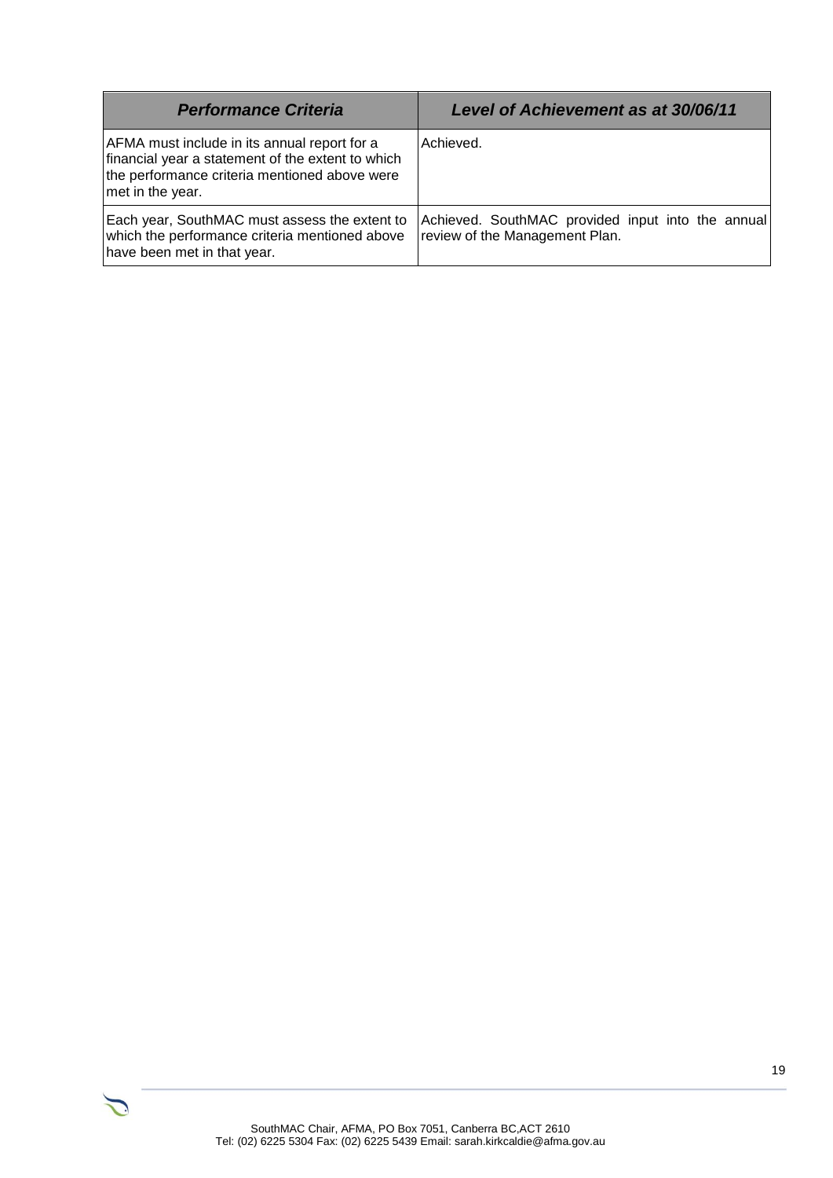| *Performance Criteria* | *Level of Achievement as at 30/06/11* |
| --- | --- |
| AFMA must include in its annual report for a financial year a statement of the extent to which the performance criteria mentioned above were met in the year. | Achieved. |
| Each year, SouthMAC must assess the extent to which the performance criteria mentioned above have been met in that year. | Achieved. SouthMAC provided input into the annual review of the Management Plan. |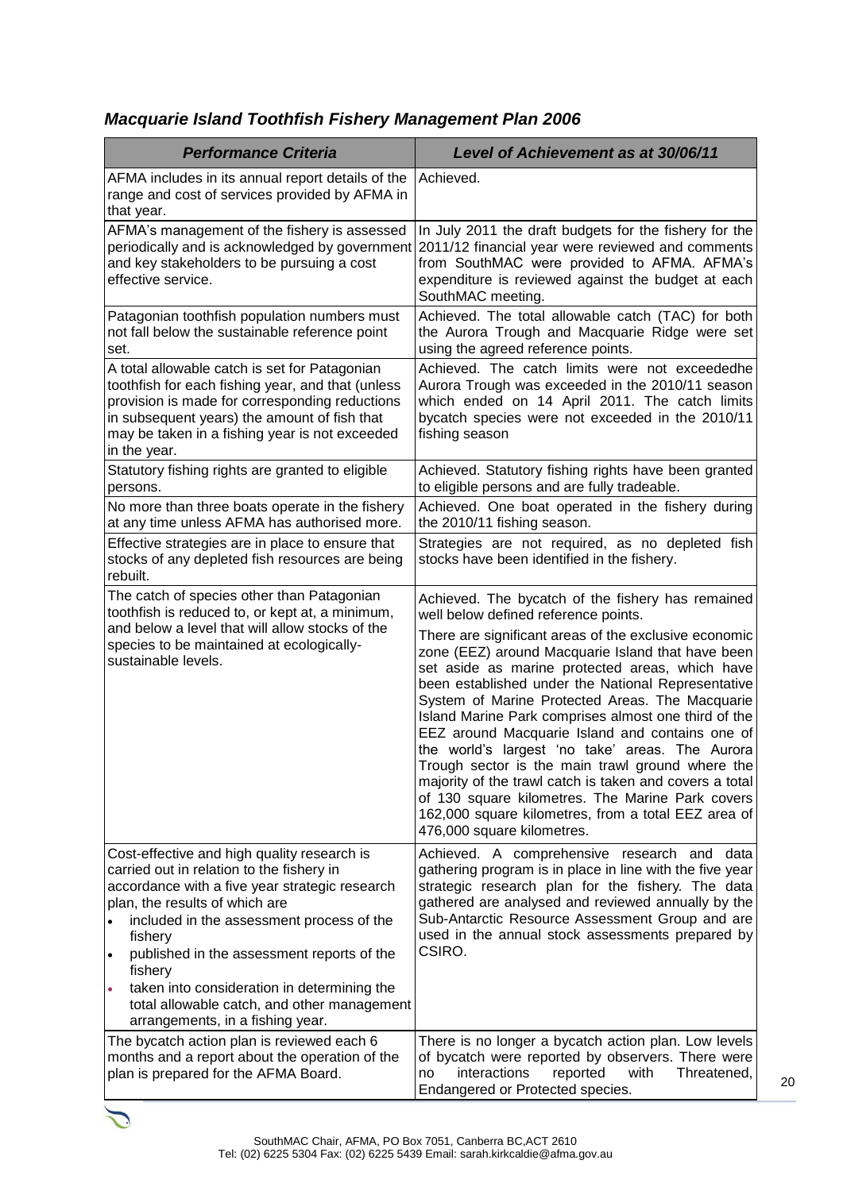## *Macquarie Island Toothfish Fishery Management Plan 2006*

| *Performance Criteria* | *Level of Achievement as at 30/06/11* |
|---|---|
| AFMA includes in its annual report details of the range and cost of services provided by AFMA in that year. | Achieved. |
| AFMA's management of the fishery is assessed periodically and is acknowledged by government and key stakeholders to be pursuing a cost effective service. | In July 2011 the draft budgets for the fishery for the 2011/12 financial year were reviewed and comments from SouthMAC were provided to AFMA. AFMA's expenditure is reviewed against the budget at each SouthMAC meeting. |
| Patagonian toothfish population numbers must not fall below the sustainable reference point set. | Achieved. The total allowable catch (TAC) for both the Aurora Trough and Macquarie Ridge were set using the agreed reference points. |
| A total allowable catch is set for Patagonian toothfish for each fishing year, and that (unless provision is made for corresponding reductions in subsequent years) the amount of fish that may be taken in a fishing year is not exceeded in the year. | Achieved. The catch limits were not exceededhe Aurora Trough was exceeded in the 2010/11 season which ended on 14 April 2011. The catch limits bycatch species were not exceeded in the 2010/11 fishing season |
| Statutory fishing rights are granted to eligible persons. | Achieved. Statutory fishing rights have been granted to eligible persons and are fully tradeable. |
| No more than three boats operate in the fishery at any time unless AFMA has authorised more. | Achieved. One boat operated in the fishery during the 2010/11 fishing season. |
| Effective strategies are in place to ensure that stocks of any depleted fish resources are being rebuilt. | Strategies are not required, as no depleted fish stocks have been identified in the fishery. |
| The catch of species other than Patagonian toothfish is reduced to, or kept at, a minimum, and below a level that will allow stocks of the species to be maintained at ecologically-sustainable levels. | Achieved. The bycatch of the fishery has remained well below defined reference points.<br><br>There are significant areas of the exclusive economic zone (EEZ) around Macquarie Island that have been set aside as marine protected areas, which have been established under the National Representative System of Marine Protected Areas. The Macquarie Island Marine Park comprises almost one third of the EEZ around Macquarie Island and contains one of the world's largest 'no take' areas. The Aurora Trough sector is the main trawl ground where the majority of the trawl catch is taken and covers a total of 130 square kilometres. The Marine Park covers 162,000 square kilometres, from a total EEZ area of 476,000 square kilometres. |
| Cost-effective and high quality research is carried out in relation to the fishery in accordance with a five year strategic research plan, the results of which are<br>• included in the assessment process of the fishery<br>• published in the assessment reports of the fishery<br>• taken into consideration in determining the total allowable catch, and other management arrangements, in a fishing year. | Achieved. A comprehensive research and data gathering program is in place in line with the five year strategic research plan for the fishery. The data gathered are analysed and reviewed annually by the Sub-Antarctic Resource Assessment Group and are used in the annual stock assessments prepared by CSIRO. |
| The bycatch action plan is reviewed each 6 months and a report about the operation of the plan is prepared for the AFMA Board. | There is no longer a bycatch action plan. Low levels of bycatch were reported by observers. There were no interactions reported with Threatened, Endangered or Protected species. |

SouthMAC Chair, AFMA, PO Box 7051, Canberra BC,ACT 2610
Tel: (02) 6225 5304 Fax: (02) 6225 5439 Email: sarah.kirkcaldie@afma.gov.au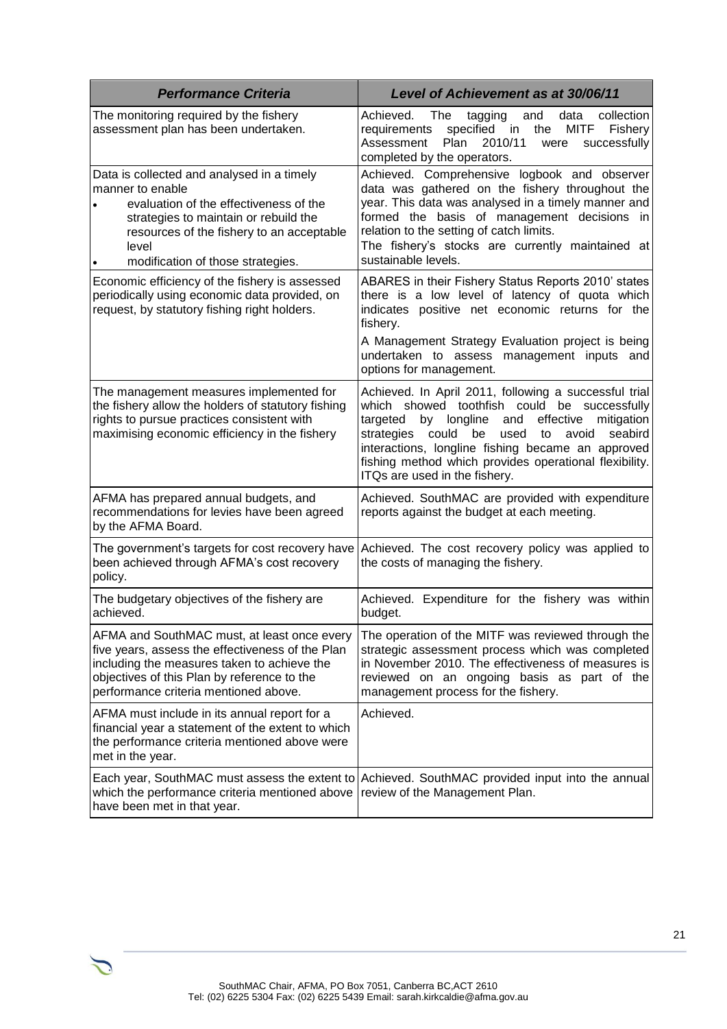| *Performance Criteria* | *Level of Achievement as at 30/06/11* |
|---|---|
| The monitoring required by the fishery assessment plan has been undertaken. | Achieved. The tagging and data collection requirements specified in the MITF Fishery Assessment Plan 2010/11 were successfully completed by the operators. |
| Data is collected and analysed in a timely manner to enable<br>• evaluation of the effectiveness of the strategies to maintain or rebuild the resources of the fishery to an acceptable level<br>• modification of those strategies. | Achieved. Comprehensive logbook and observer data was gathered on the fishery throughout the year. This data was analysed in a timely manner and formed the basis of management decisions in relation to the setting of catch limits.<br>The fishery's stocks are currently maintained at sustainable levels. |
| Economic efficiency of the fishery is assessed periodically using economic data provided, on request, by statutory fishing right holders. | ABARES in their Fishery Status Reports 2010' states there is a low level of latency of quota which indicates positive net economic returns for the fishery.<br>A Management Strategy Evaluation project is being undertaken to assess management inputs and options for management. |
| The management measures implemented for the fishery allow the holders of statutory fishing rights to pursue practices consistent with maximising economic efficiency in the fishery | Achieved. In April 2011, following a successful trial which showed toothfish could be successfully targeted by longline and effective mitigation strategies could be used to avoid seabird interactions, longline fishing became an approved fishing method which provides operational flexibility. ITQs are used in the fishery. |
| AFMA has prepared annual budgets, and recommendations for levies have been agreed by the AFMA Board. | Achieved. SouthMAC are provided with expenditure reports against the budget at each meeting. |
| The government's targets for cost recovery have been achieved through AFMA's cost recovery policy. | Achieved. The cost recovery policy was applied to the costs of managing the fishery. |
| The budgetary objectives of the fishery are achieved. | Achieved. Expenditure for the fishery was within budget. |
| AFMA and SouthMAC must, at least once every five years, assess the effectiveness of the Plan including the measures taken to achieve the objectives of this Plan by reference to the performance criteria mentioned above. | The operation of the MITF was reviewed through the strategic assessment process which was completed in November 2010. The effectiveness of measures is reviewed on an ongoing basis as part of the management process for the fishery. |
| AFMA must include in its annual report for a financial year a statement of the extent to which the performance criteria mentioned above were met in the year. | Achieved. |
| Each year, SouthMAC must assess the extent to which the performance criteria mentioned above have been met in that year. | Achieved. SouthMAC provided input into the annual review of the Management Plan. |

SouthMAC Chair, AFMA, PO Box 7051, Canberra BC,ACT 2610
Tel: (02) 6225 5304 Fax: (02) 6225 5439 Email: sarah.kirkcaldie@afma.gov.au